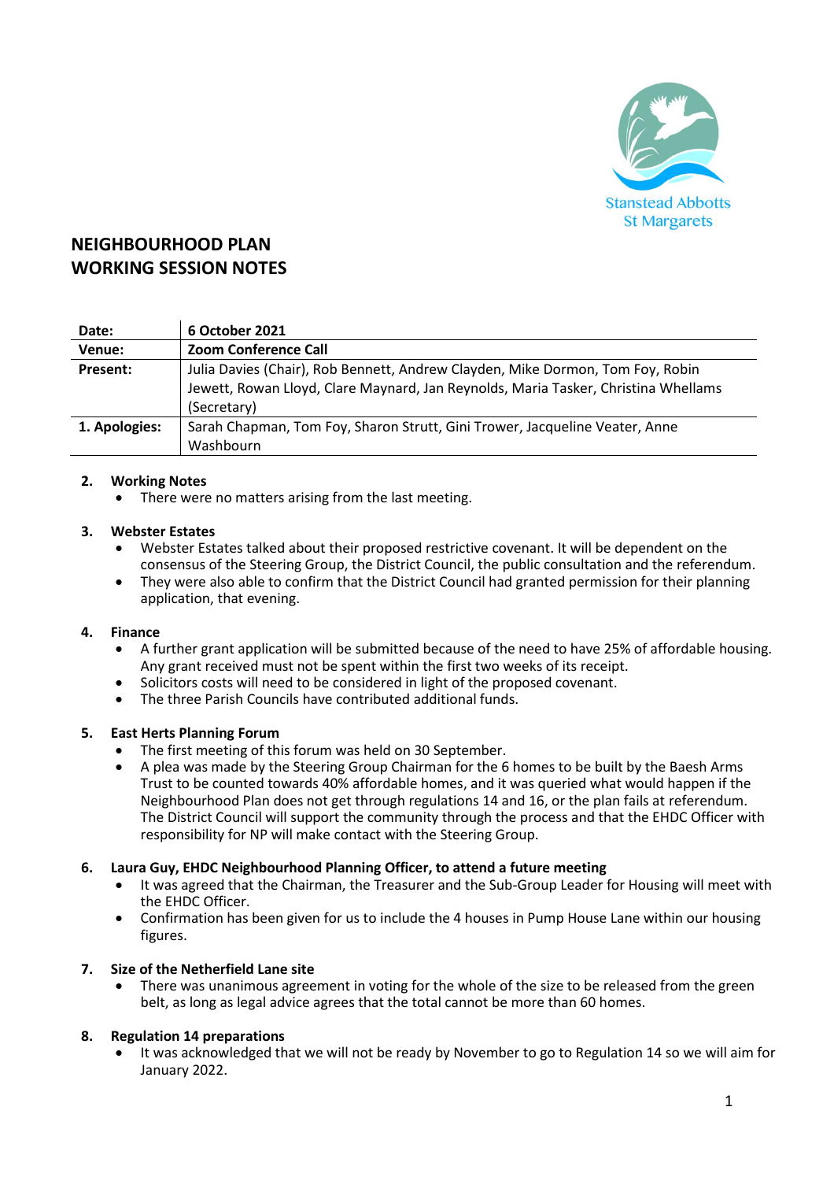Stanstead Abbotts
St Margarets

# NEIGHBOURHOOD PLAN
# WORKING SESSION NOTES

| | |
|---|---|
| **Date:** | **6 October 2021** |
| **Venue:** | **Zoom Conference Call** |
| **Present:** | Julia Davies (Chair), Rob Bennett, Andrew Clayden, Mike Dormon, Tom Foy, Robin Jewett, Rowan Lloyd, Clare Maynard, Jan Reynolds, Maria Tasker, Christina Whellams (Secretary) |
| **1. Apologies:** | Sarah Chapman, Tom Foy, Sharon Strutt, Gini Trower, Jacqueline Veater, Anne Washbourn |

**2. Working Notes**

- There were no matters arising from the last meeting.

**3. Webster Estates**

- Webster Estates talked about their proposed restrictive covenant. It will be dependent on the consensus of the Steering Group, the District Council, the public consultation and the referendum.
- They were also able to confirm that the District Council had granted permission for their planning application, that evening.

**4. Finance**

- A further grant application will be submitted because of the need to have 25% of affordable housing. Any grant received must not be spent within the first two weeks of its receipt.
- Solicitors costs will need to be considered in light of the proposed covenant.
- The three Parish Councils have contributed additional funds.

**5. East Herts Planning Forum**

- The first meeting of this forum was held on 30 September.
- A plea was made by the Steering Group Chairman for the 6 homes to be built by the Baesh Arms Trust to be counted towards 40% affordable homes, and it was queried what would happen if the Neighbourhood Plan does not get through regulations 14 and 16, or the plan fails at referendum. The District Council will support the community through the process and that the EHDC Officer with responsibility for NP will make contact with the Steering Group.

**6. Laura Guy, EHDC Neighbourhood Planning Officer, to attend a future meeting**

- It was agreed that the Chairman, the Treasurer and the Sub-Group Leader for Housing will meet with the EHDC Officer.
- Confirmation has been given for us to include the 4 houses in Pump House Lane within our housing figures.

**7. Size of the Netherfield Lane site**

- There was unanimous agreement in voting for the whole of the size to be released from the green belt, as long as legal advice agrees that the total cannot be more than 60 homes.

**8. Regulation 14 preparations**

- It was acknowledged that we will not be ready by November to go to Regulation 14 so we will aim for January 2022.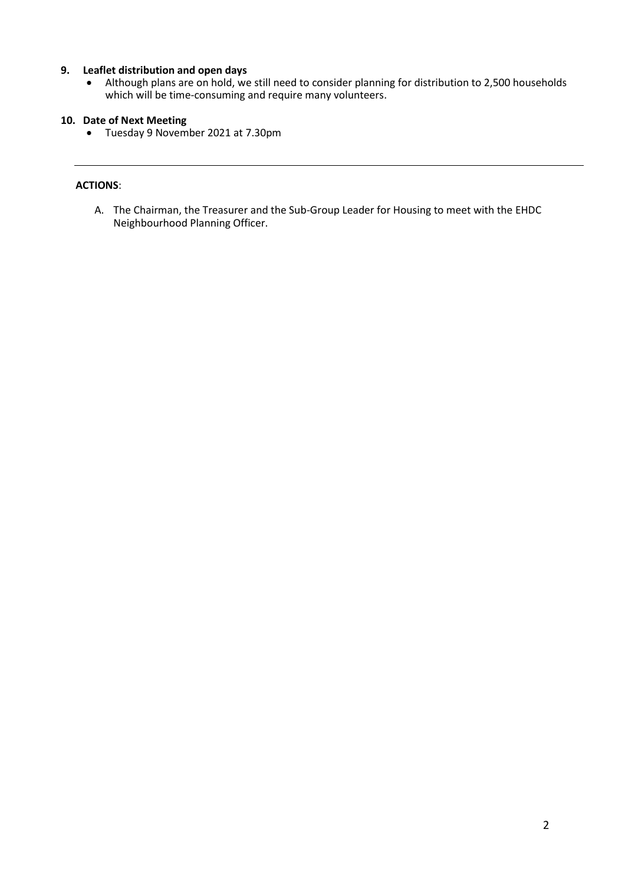**9. Leaflet distribution and open days**

- Although plans are on hold, we still need to consider planning for distribution to 2,500 households which will be time-consuming and require many volunteers.

**10. Date of Next Meeting**

- Tuesday 9 November 2021 at 7.30pm

---

**ACTIONS**:

A. The Chairman, the Treasurer and the Sub-Group Leader for Housing to meet with the EHDC Neighbourhood Planning Officer.